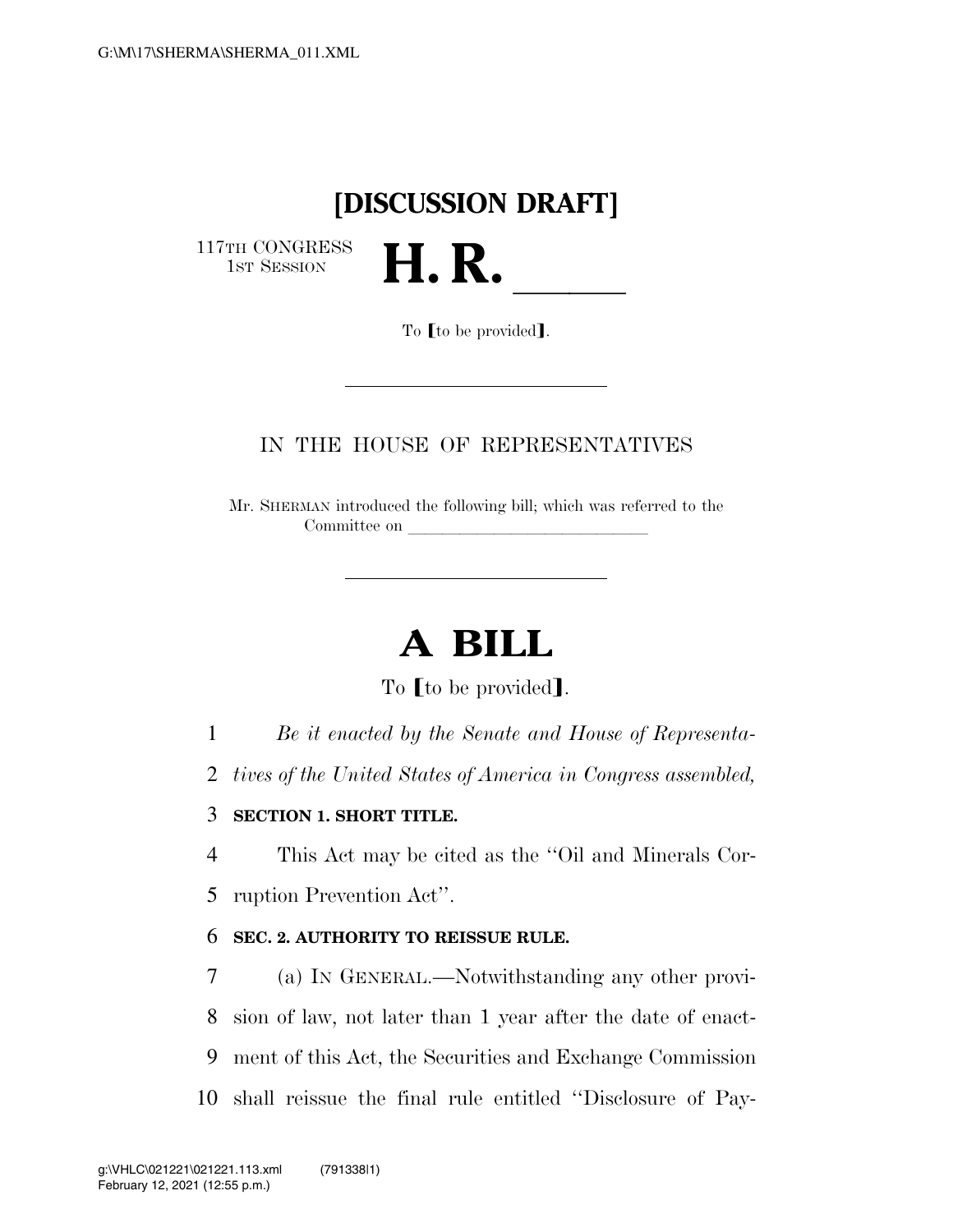# [DISCUSSION DRAFT]

117TH CONGRESS
1ST SESSION

# H. R. \_\_\_\_\_

To 【to be provided】.

IN THE HOUSE OF REPRESENTATIVES

Mr. SHERMAN introduced the following bill; which was referred to the Committee on \_\_\_\_\_\_\_\_\_\_\_\_\_\_\_\_\_\_\_\_\_\_\_\_\_\_\_\_

# A BILL

To 【to be provided】.

*Be it enacted by the Senate and House of Representatives of the United States of America in Congress assembled,*

**SECTION 1. SHORT TITLE.**

This Act may be cited as the ''Oil and Minerals Corruption Prevention Act''.

**SEC. 2. AUTHORITY TO REISSUE RULE.**

(a) IN GENERAL.—Notwithstanding any other provision of law, not later than 1 year after the date of enactment of this Act, the Securities and Exchange Commission shall reissue the final rule entitled ''Disclosure of Pay-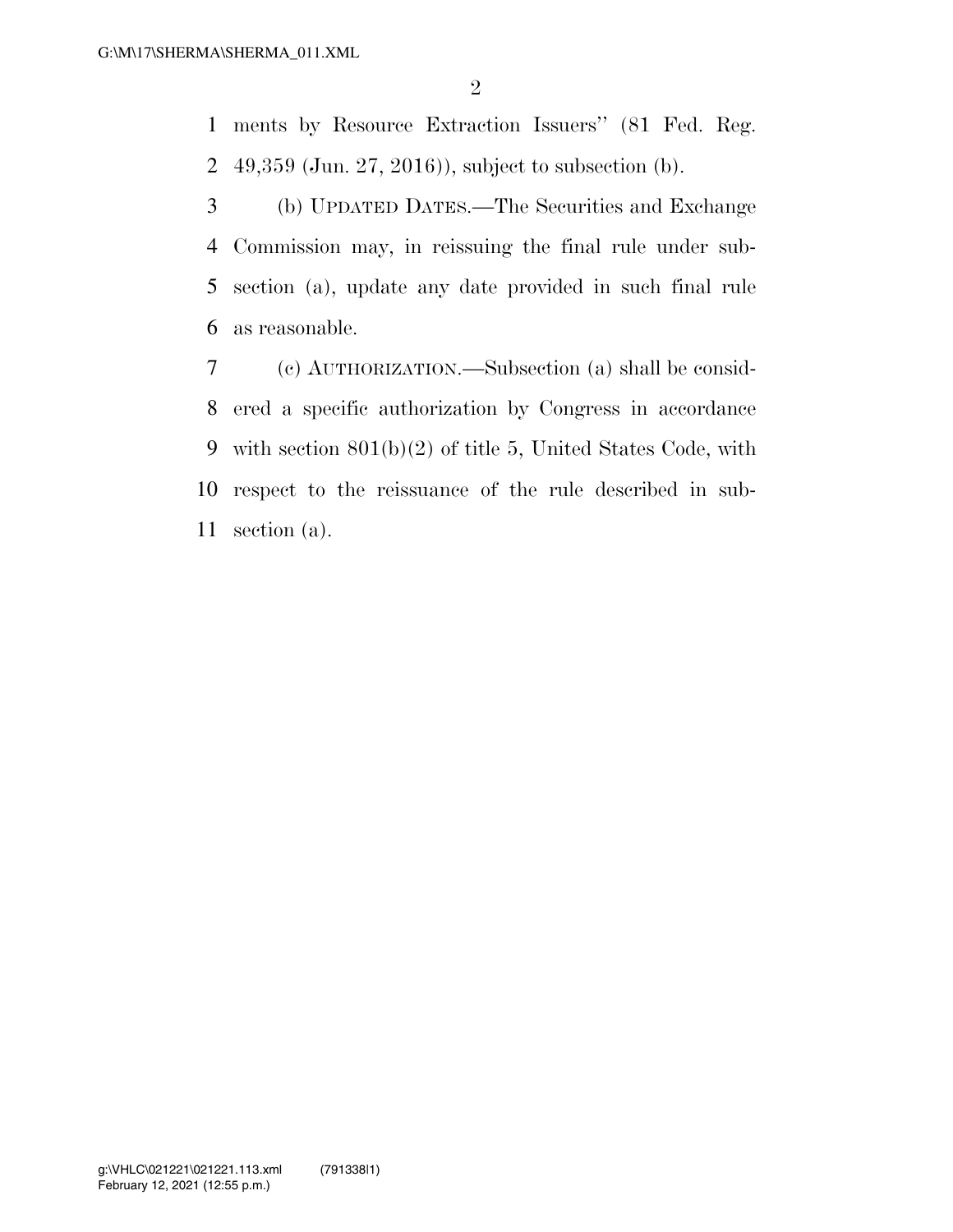ments by Resource Extraction Issuers'' (81 Fed. Reg. 49,359 (Jun. 27, 2016)), subject to subsection (b).

(b) UPDATED DATES.—The Securities and Exchange Commission may, in reissuing the final rule under subsection (a), update any date provided in such final rule as reasonable.

(c) AUTHORIZATION.—Subsection (a) shall be considered a specific authorization by Congress in accordance with section 801(b)(2) of title 5, United States Code, with respect to the reissuance of the rule described in subsection (a).